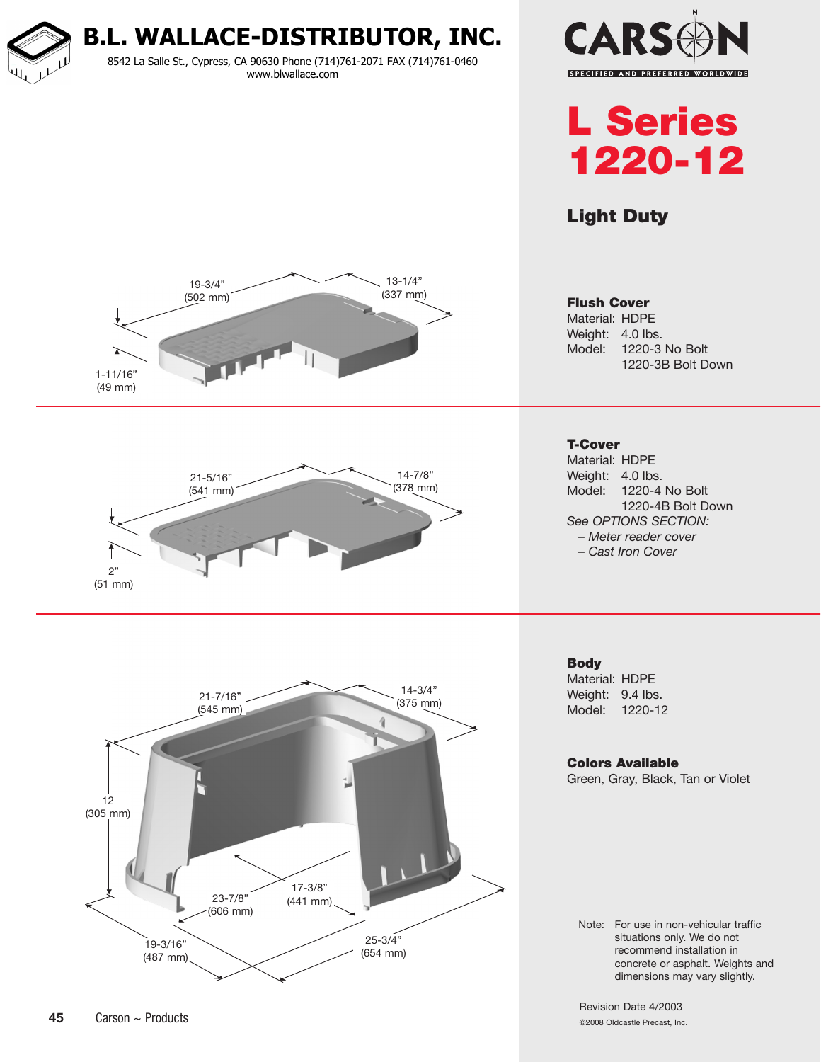# B.L. WALLACE-DISTRIBUTOR, INC.

8542 La Salle St., Cypress, CA 90630 Phone (714)761-2071 FAX (714)761-0460
www.blwallace.com

CARSON
SPECIFIED AND PREFERRED WORLDWIDE

# L Series 1220-12

## Light Duty

19-3/4" (502 mm)
13-1/4" (337 mm)
1-11/16" (49 mm)

**Flush Cover**
Material: HDPE
Weight: 4.0 lbs.
Model: 1220-3 No Bolt
1220-3B Bolt Down

21-5/16" (541 mm)
14-7/8" (378 mm)
2" (51 mm)

**T-Cover**
Material: HDPE
Weight: 4.0 lbs.
Model: 1220-4 No Bolt
1220-4B Bolt Down

*See OPTIONS SECTION:*
- *Meter reader cover*
- *Cast Iron Cover*

21-7/16" (545 mm)
14-3/4" (375 mm)
12 (305 mm)
23-7/8" (606 mm)
17-3/8" (441 mm)
19-3/16" (487 mm)
25-3/4" (654 mm)

**Body**
Material: HDPE
Weight: 9.4 lbs.
Model: 1220-12

**Colors Available**
Green, Gray, Black, Tan or Violet

Note: For use in non-vehicular traffic situations only. We do not recommend installation in concrete or asphalt. Weights and dimensions may vary slightly.

Revision Date 4/2003

©2008 Oldcastle Precast, Inc.

Carson ~ Products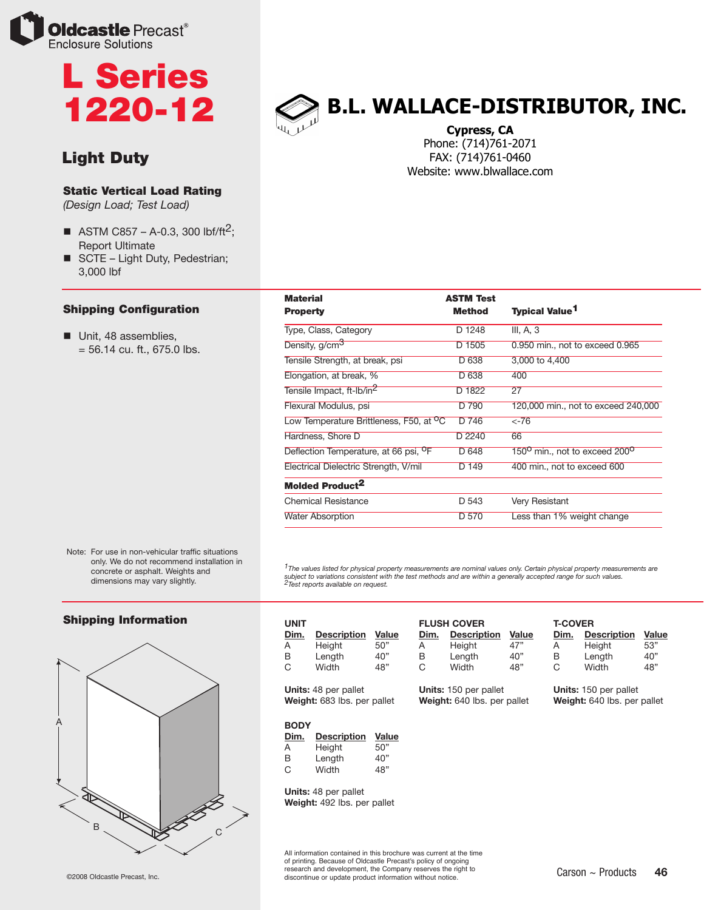Oldcastle Precast®
Enclosure Solutions

# L Series 1220-12

## Light Duty

**B.L. WALLACE-DISTRIBUTOR, INC.**

**Cypress, CA**
Phone: (714)761-2071
FAX: (714)761-0460
Website: www.blwallace.com

### Static Vertical Load Rating
*(Design Load; Test Load)*

- ASTM C857 – A-0.3, 300 lbf/ft$^2$; Report Ultimate
- SCTE – Light Duty, Pedestrian; 3,000 lbf

### Shipping Configuration

- Unit, 48 assemblies, = 56.14 cu. ft., 675.0 lbs.

| Material Property | ASTM Test Method | Typical Value[1] |
|---|---|---|
| Type, Class, Category | D 1248 | III, A, 3 |
| Density, g/cm$^3$ | D 1505 | 0.950 min., not to exceed 0.965 |
| Tensile Strength, at break, psi | D 638 | 3,000 to 4,400 |
| Elongation, at break, % | D 638 | 400 |
| Tensile Impact, ft-lb/in$^2$ | D 1822 | 27 |
| Flexural Modulus, psi | D 790 | 120,000 min., not to exceed 240,000 |
| Low Temperature Brittleness, F50, at $^{o}$C | D 746 | <-76 |
| Hardness, Shore D | D 2240 | 66 |
| Deflection Temperature, at 66 psi, $^{o}$F | D 648 | 150$^{o}$ min., not to exceed 200$^{o}$ |
| Electrical Dielectric Strength, V/mil | D 149 | 400 min., not to exceed 600 |
| **Molded Product[2]** | | |
| Chemical Resistance | D 543 | Very Resistant |
| Water Absorption | D 570 | Less than 1% weight change |

Note: For use in non-vehicular traffic situations only. We do not recommend installation in concrete or asphalt. Weights and dimensions may vary slightly.

*[1]The values listed for physical property measurements are nominal values only. Certain physical property measurements are subject to variations consistent with the test methods and are within a generally accepted range for such values.*
*[2]Test reports available on request.*

### Shipping Information

A
B
C

**UNIT**

| Dim. | Description | Value |
|---|---|---|
| A | Height | 50” |
| B | Length | 40” |
| C | Width | 48” |

**Units:** 48 per pallet
**Weight:** 683 lbs. per pallet

**FLUSH COVER**

| Dim. | Description | Value |
|---|---|---|
| A | Height | 47” |
| B | Length | 40” |
| C | Width | 48” |

**Units:** 150 per pallet
**Weight:** 640 lbs. per pallet

**T-COVER**

| Dim. | Description | Value |
|---|---|---|
| A | Height | 53” |
| B | Length | 40” |
| C | Width | 48” |

**Units:** 150 per pallet
**Weight:** 640 lbs. per pallet

**BODY**

| Dim. | Description | Value |
|---|---|---|
| A | Height | 50” |
| B | Length | 40” |
| C | Width | 48” |

**Units:** 48 per pallet
**Weight:** 492 lbs. per pallet

All information contained in this brochure was current at the time of printing. Because of Oldcastle Precast's policy of ongoing research and development, the Company reserves the right to discontinue or update product information without notice.

©2008 Oldcastle Precast, Inc.

Carson ~ Products